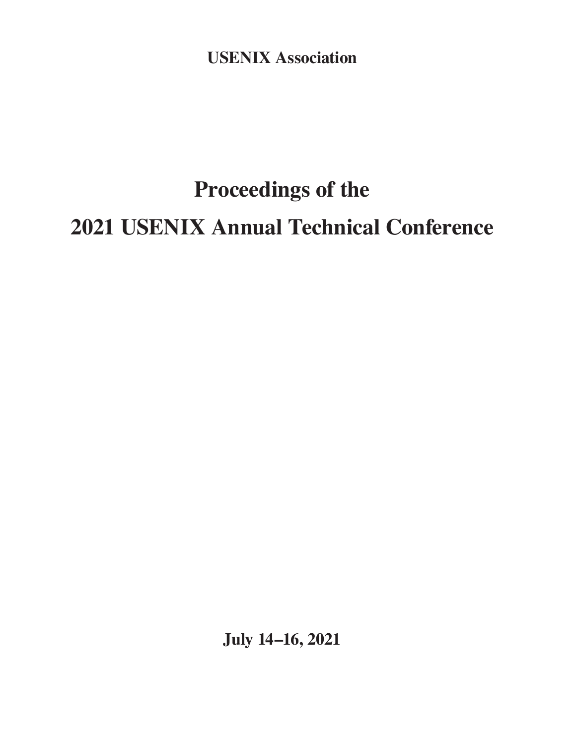**USENIX Association**

# Proceedings of the
# 2021 USENIX Annual Technical Conference

**July 14–16, 2021**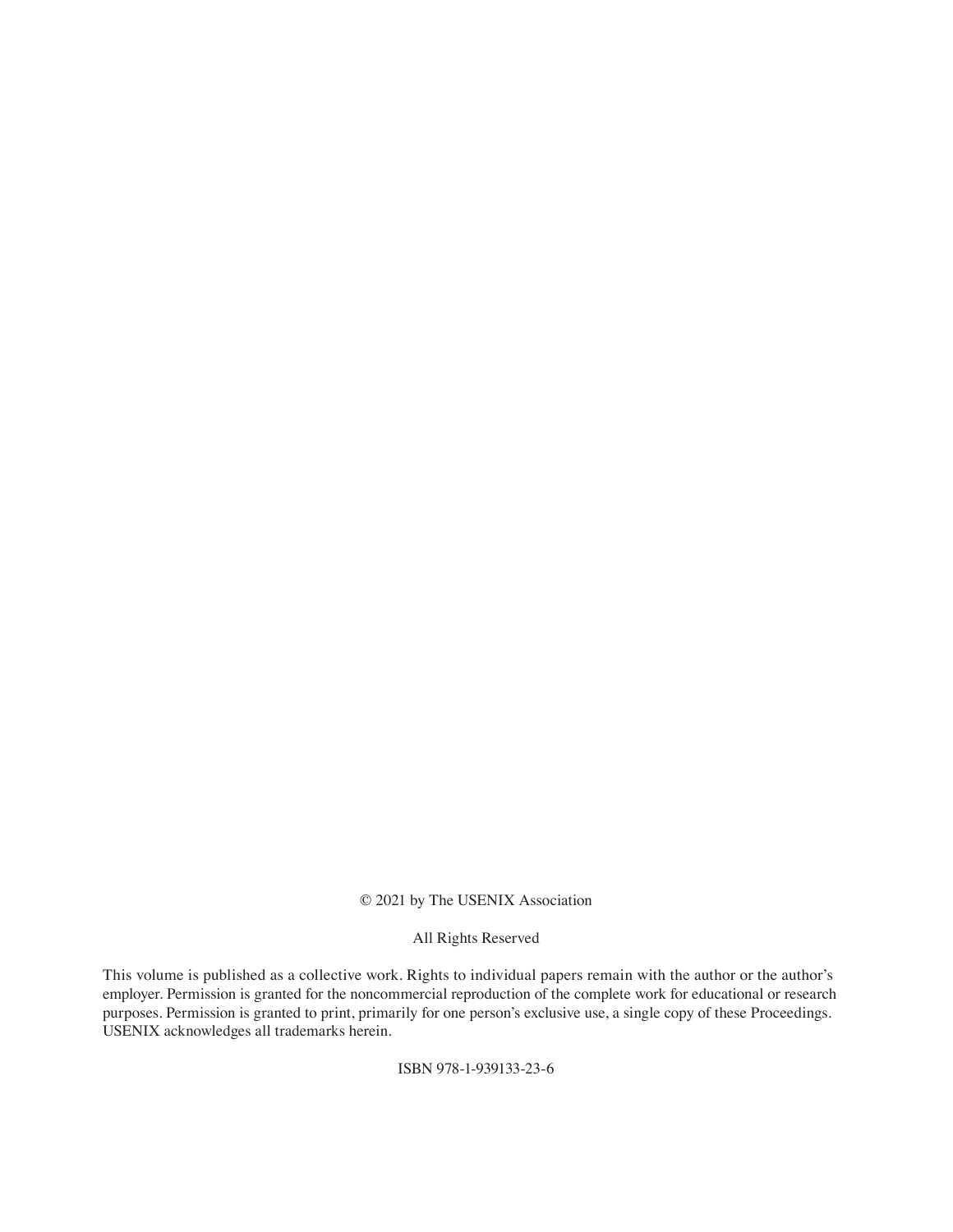© 2021 by The USENIX Association

All Rights Reserved

This volume is published as a collective work. Rights to individual papers remain with the author or the author's employer. Permission is granted for the noncommercial reproduction of the complete work for educational or research purposes. Permission is granted to print, primarily for one person's exclusive use, a single copy of these Proceedings. USENIX acknowledges all trademarks herein.

ISBN 978-1-939133-23-6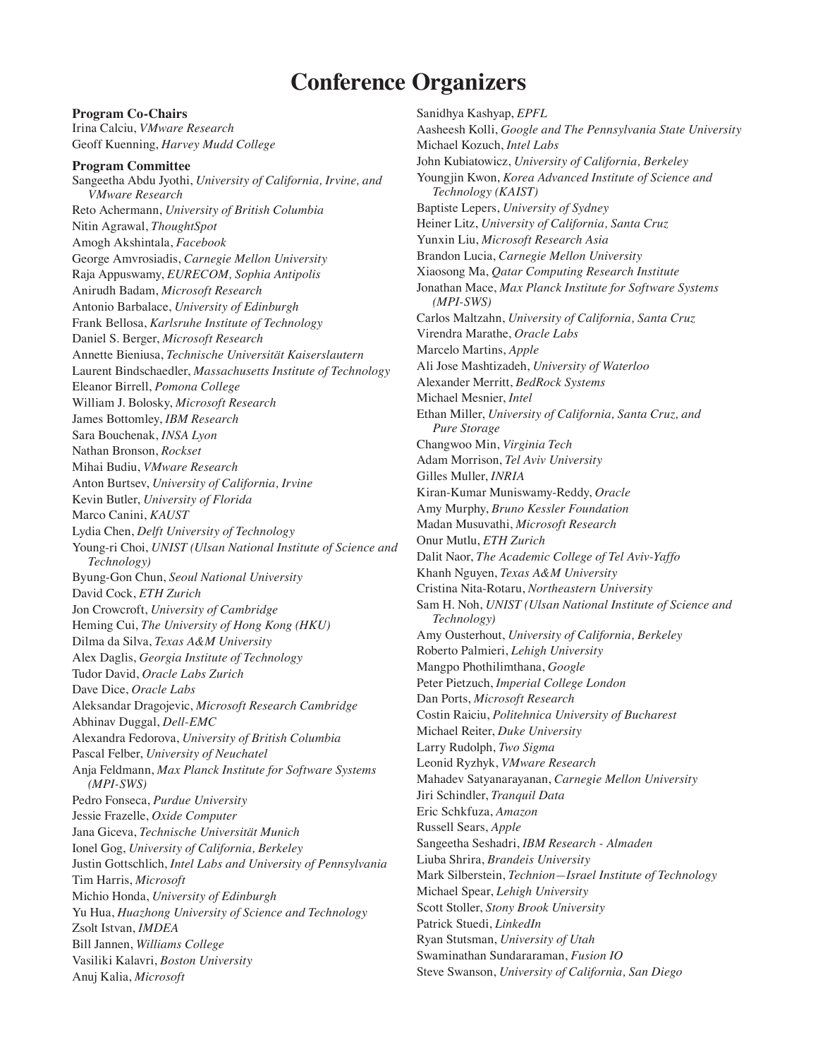# Conference Organizers

**Program Co-Chairs**

Irina Calciu, *VMware Research*
Geoff Kuenning, *Harvey Mudd College*

**Program Committee**

Sangeetha Abdu Jyothi, *University of California, Irvine, and VMware Research*
Reto Achermann, *University of British Columbia*
Nitin Agrawal, *ThoughtSpot*
Amogh Akshintala, *Facebook*
George Amvrosiadis, *Carnegie Mellon University*
Raja Appuswamy, *EURECOM, Sophia Antipolis*
Anirudh Badam, *Microsoft Research*
Antonio Barbalace, *University of Edinburgh*
Frank Bellosa, *Karlsruhe Institute of Technology*
Daniel S. Berger, *Microsoft Research*
Annette Bieniusa, *Technische Universität Kaiserslautern*
Laurent Bindschaedler, *Massachusetts Institute of Technology*
Eleanor Birrell, *Pomona College*
William J. Bolosky, *Microsoft Research*
James Bottomley, *IBM Research*
Sara Bouchenak, *INSA Lyon*
Nathan Bronson, *Rockset*
Mihai Budiu, *VMware Research*
Anton Burtsev, *University of California, Irvine*
Kevin Butler, *University of Florida*
Marco Canini, *KAUST*
Lydia Chen, *Delft University of Technology*
Young-ri Choi, *UNIST (Ulsan National Institute of Science and Technology)*
Byung-Gon Chun, *Seoul National University*
David Cock, *ETH Zurich*
Jon Crowcroft, *University of Cambridge*
Heming Cui, *The University of Hong Kong (HKU)*
Dilma da Silva, *Texas A&M University*
Alex Daglis, *Georgia Institute of Technology*
Tudor David, *Oracle Labs Zurich*
Dave Dice, *Oracle Labs*
Aleksandar Dragojevic, *Microsoft Research Cambridge*
Abhinav Duggal, *Dell-EMC*
Alexandra Fedorova, *University of British Columbia*
Pascal Felber, *University of Neuchatel*
Anja Feldmann, *Max Planck Institute for Software Systems (MPI-SWS)*
Pedro Fonseca, *Purdue University*
Jessie Frazelle, *Oxide Computer*
Jana Giceva, *Technische Universität Munich*
Ionel Gog, *University of California, Berkeley*
Justin Gottschlich, *Intel Labs and University of Pennsylvania*
Tim Harris, *Microsoft*
Michio Honda, *University of Edinburgh*
Yu Hua, *Huazhong University of Science and Technology*
Zsolt Istvan, *IMDEA*
Bill Jannen, *Williams College*
Vasiliki Kalavri, *Boston University*
Anuj Kalia, *Microsoft*
Sanidhya Kashyap, *EPFL*
Aasheesh Kolli, *Google and The Pennsylvania State University*
Michael Kozuch, *Intel Labs*
John Kubiatowicz, *University of California, Berkeley*
Youngjin Kwon, *Korea Advanced Institute of Science and Technology (KAIST)*
Baptiste Lepers, *University of Sydney*
Heiner Litz, *University of California, Santa Cruz*
Yunxin Liu, *Microsoft Research Asia*
Brandon Lucia, *Carnegie Mellon University*
Xiaosong Ma, *Qatar Computing Research Institute*
Jonathan Mace, *Max Planck Institute for Software Systems (MPI-SWS)*
Carlos Maltzahn, *University of California, Santa Cruz*
Virendra Marathe, *Oracle Labs*
Marcelo Martins, *Apple*
Ali Jose Mashtizadeh, *University of Waterloo*
Alexander Merritt, *BedRock Systems*
Michael Mesnier, *Intel*
Ethan Miller, *University of California, Santa Cruz, and Pure Storage*
Changwoo Min, *Virginia Tech*
Adam Morrison, *Tel Aviv University*
Gilles Muller, *INRIA*
Kiran-Kumar Muniswamy-Reddy, *Oracle*
Amy Murphy, *Bruno Kessler Foundation*
Madan Musuvathi, *Microsoft Research*
Onur Mutlu, *ETH Zurich*
Dalit Naor, *The Academic College of Tel Aviv-Yaffo*
Khanh Nguyen, *Texas A&M University*
Cristina Nita-Rotaru, *Northeastern University*
Sam H. Noh, *UNIST (Ulsan National Institute of Science and Technology)*
Amy Ousterhout, *University of California, Berkeley*
Roberto Palmieri, *Lehigh University*
Mangpo Phothilimthana, *Google*
Peter Pietzuch, *Imperial College London*
Dan Ports, *Microsoft Research*
Costin Raiciu, *Politehnica University of Bucharest*
Michael Reiter, *Duke University*
Larry Rudolph, *Two Sigma*
Leonid Ryzhyk, *VMware Research*
Mahadev Satyanarayanan, *Carnegie Mellon University*
Jiri Schindler, *Tranquil Data*
Eric Schkfuza, *Amazon*
Russell Sears, *Apple*
Sangeetha Seshadri, *IBM Research - Almaden*
Liuba Shrira, *Brandeis University*
Mark Silberstein, *Technion—Israel Institute of Technology*
Michael Spear, *Lehigh University*
Scott Stoller, *Stony Brook University*
Patrick Stuedi, *LinkedIn*
Ryan Stutsman, *University of Utah*
Swaminathan Sundararaman, *Fusion IO*
Steve Swanson, *University of California, San Diego*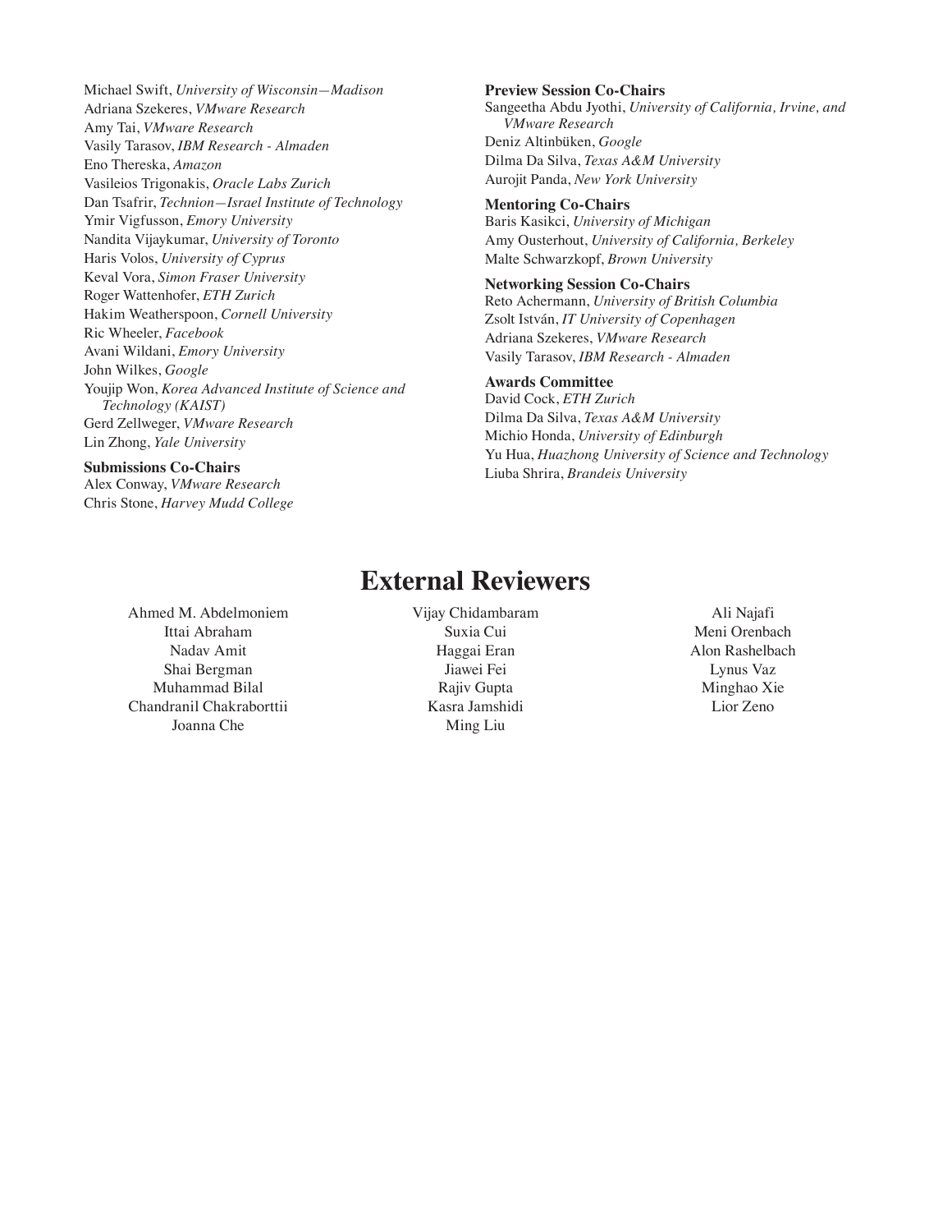Michael Swift, *University of Wisconsin—Madison*
Adriana Szekeres, *VMware Research*
Amy Tai, *VMware Research*
Vasily Tarasov, *IBM Research - Almaden*
Eno Thereska, *Amazon*
Vasileios Trigonakis, *Oracle Labs Zurich*
Dan Tsafrir, *Technion—Israel Institute of Technology*
Ymir Vigfusson, *Emory University*
Nandita Vijaykumar, *University of Toronto*
Haris Volos, *University of Cyprus*
Keval Vora, *Simon Fraser University*
Roger Wattenhofer, *ETH Zurich*
Hakim Weatherspoon, *Cornell University*
Ric Wheeler, *Facebook*
Avani Wildani, *Emory University*
John Wilkes, *Google*
Youjip Won, *Korea Advanced Institute of Science and Technology (KAIST)*
Gerd Zellweger, *VMware Research*
Lin Zhong, *Yale University*

**Submissions Co-Chairs**
Alex Conway, *VMware Research*
Chris Stone, *Harvey Mudd College*

**Preview Session Co-Chairs**
Sangeetha Abdu Jyothi, *University of California, Irvine, and VMware Research*
Deniz Altinbüken, *Google*
Dilma Da Silva, *Texas A&M University*
Aurojit Panda, *New York University*

**Mentoring Co-Chairs**
Baris Kasikci, *University of Michigan*
Amy Ousterhout, *University of California, Berkeley*
Malte Schwarzkopf, *Brown University*

**Networking Session Co-Chairs**
Reto Achermann, *University of British Columbia*
Zsolt István, *IT University of Copenhagen*
Adriana Szekeres, *VMware Research*
Vasily Tarasov, *IBM Research - Almaden*

**Awards Committee**
David Cock, *ETH Zurich*
Dilma Da Silva, *Texas A&M University*
Michio Honda, *University of Edinburgh*
Yu Hua, *Huazhong University of Science and Technology*
Liuba Shrira, *Brandeis University*

# External Reviewers

Ahmed M. Abdelmoniem
Ittai Abraham
Nadav Amit
Shai Bergman
Muhammad Bilal
Chandranil Chakraborttii
Joanna Che
Vijay Chidambaram
Suxia Cui
Haggai Eran
Jiawei Fei
Rajiv Gupta
Kasra Jamshidi
Ming Liu
Ali Najafi
Meni Orenbach
Alon Rashelbach
Lynus Vaz
Minghao Xie
Lior Zeno